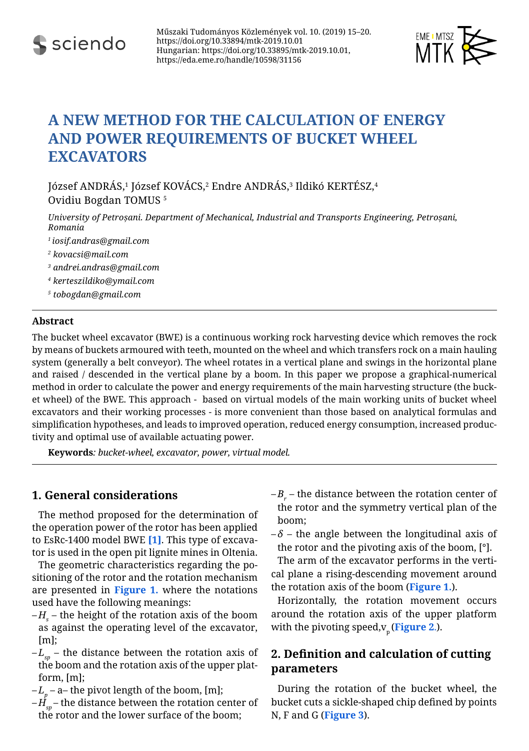Műszaki Tudományos Közlemények vol. 10. (2019) 15–20.
https://doi.org/10.33894/mtk-2019.10.01
Hungarian: https://doi.org/10.33895/mtk-2019.10.01,
https://eda.eme.ro/handle/10598/31156

# A NEW METHOD FOR THE CALCULATION OF ENERGY AND POWER REQUIREMENTS OF BUCKET WHEEL EXCAVATORS

József ANDRÁS,[1] József KOVÁCS,[2] Endre ANDRÁS,[3] Ildikó KERTÉSZ,[4] Ovidiu Bogdan TOMUS [5]

*University of Petroșani. Department of Mechanical, Industrial and Transports Engineering, Petroșani, Romania*

[1] *iosif.andras@gmail.com*

[2] *kovacsi@mail.com*

[3] *andrei.andras@gmail.com*

[4] *kerteszildiko@ymail.com*

[5] *tobogdan@gmail.com*

### Abstract

The bucket wheel excavator (BWE) is a continuous working rock harvesting device which removes the rock by means of buckets armoured with teeth, mounted on the wheel and which transfers rock on a main hauling system (generally a belt conveyor). The wheel rotates in a vertical plane and swings in the horizontal plane and raised / descended in the vertical plane by a boom. In this paper we propose a graphical-numerical method in order to calculate the power and energy requirements of the main harvesting structure (the bucket wheel) of the BWE. This approach - based on virtual models of the main working units of bucket wheel excavators and their working processes - is more convenient than those based on analytical formulas and simplification hypotheses, and leads to improved operation, reduced energy consumption, increased productivity and optimal use of available actuating power.

**Keywords***: bucket-wheel, excavator, power, virtual model.*

## 1. General considerations

The method proposed for the determination of the operation power of the rotor has been applied to EsRc-1400 model BWE **[1]**. This type of excavator is used in the open pit lignite mines in Oltenia.

The geometric characteristics regarding the positioning of the rotor and the rotation mechanism are presented in **Figure 1.** where the notations used have the following meanings:

- $H_s$ – the height of the rotation axis of the boom as against the operating level of the excavator, [m];
- $L_{sp}$ – the distance between the rotation axis of the boom and the rotation axis of the upper platform, [m];
- $L_p$ – a– the pivot length of the boom, [m];
- $H_{sp}$ – the distance between the rotation center of the rotor and the lower surface of the boom;
- $B_r$ – the distance between the rotation center of the rotor and the symmetry vertical plan of the boom;
- $\delta$ – the angle between the longitudinal axis of the rotor and the pivoting axis of the boom, [°].

The arm of the excavator performs in the vertical plane a rising-descending movement around the rotation axis of the boom (**Figure 1.**).

Horizontally, the rotation movement occurs around the rotation axis of the upper platform with the pivoting speed,$v_p$ (**Figure 2.**).

## 2. Definition and calculation of cutting parameters

During the rotation of the bucket wheel, the bucket cuts a sickle-shaped chip defined by points N, F and G (**Figure 3**).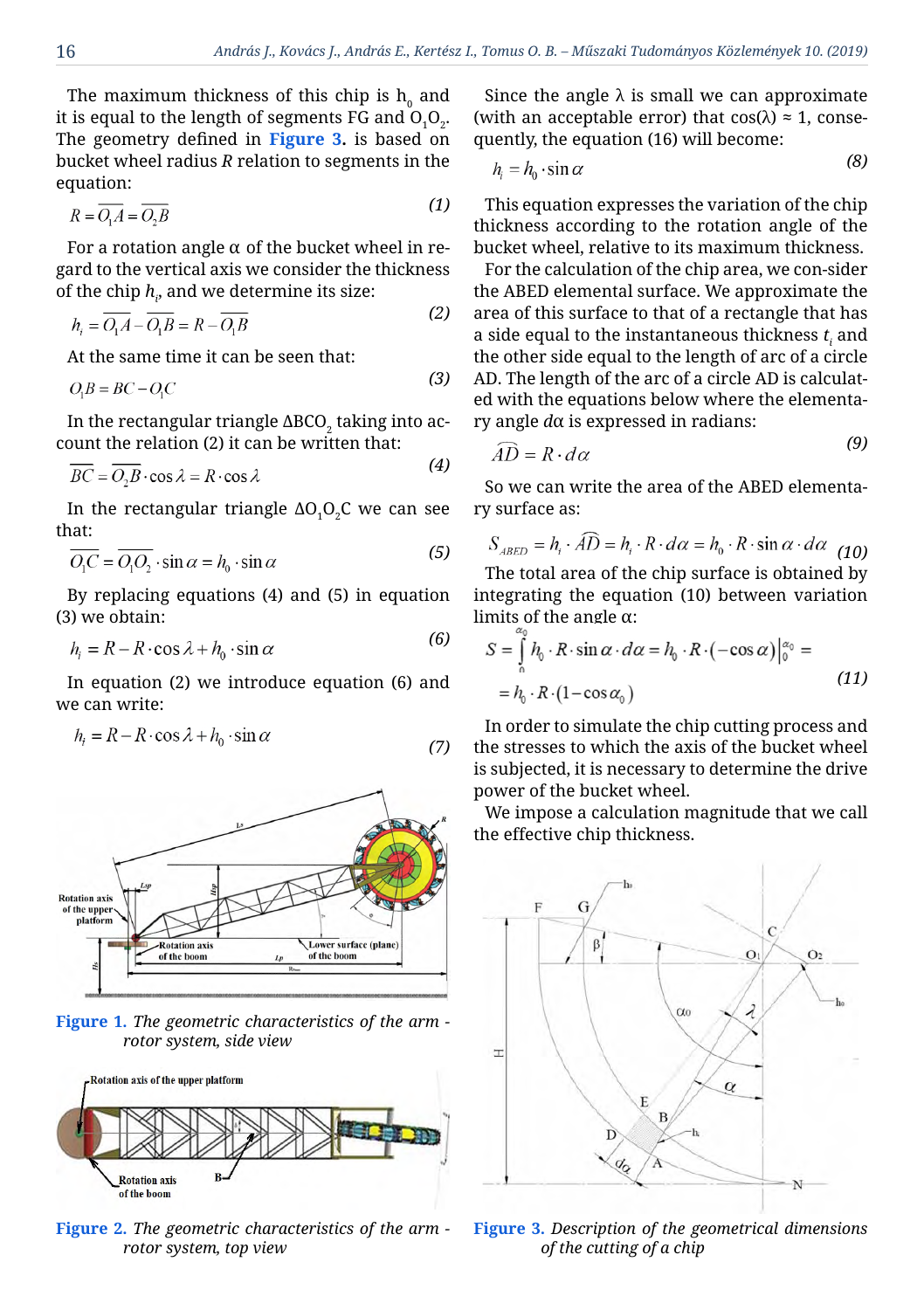The maximum thickness of this chip is $h_0$ and it is equal to the length of segments FG and $O_1O_2$. The geometry defined in **Figure 3.** is based on bucket wheel radius $R$ relation to segments in the equation:

$$R = \overline{O_1A} = \overline{O_2B} \tag{1}$$

For a rotation angle α of the bucket wheel in regard to the vertical axis we consider the thickness of the chip $h_i$, and we determine its size:

$$h_i = \overline{O_1A} - \overline{O_1B} = R - \overline{O_1B} \tag{2}$$

At the same time it can be seen that:

$$O_1B = BC - O_1C \tag{3}$$

In the rectangular triangle $\Delta BCO_2$ taking into account the relation (2) it can be written that:

$$\overline{BC} = \overline{O_2B} \cdot \cos\lambda = R \cdot \cos\lambda \tag{4}$$

In the rectangular triangle $\Delta O_1O_2C$ we can see that:

$$\overline{O_1C} = \overline{O_1O_2} \cdot \sin\alpha = h_0 \cdot \sin\alpha \tag{5}$$

By replacing equations (4) and (5) in equation (3) we obtain:

$$h_i = R - R \cdot \cos\lambda + h_0 \cdot \sin\alpha \tag{6}$$

In equation (2) we introduce equation (6) and we can write:

$$h_i = R - R \cdot \cos\lambda + h_0 \cdot \sin\alpha \tag{7}$$

*Figure 1. The geometric characteristics of the arm - rotor system, side view*

*Figure 2. The geometric characteristics of the arm - rotor system, top view*

Since the angle λ is small we can approximate (with an acceptable error) that cos(λ) ≈ 1, consequently, the equation (16) will become:

$$h_i = h_0 \cdot \sin\alpha \tag{8}$$

This equation expresses the variation of the chip thickness according to the rotation angle of the bucket wheel, relative to its maximum thickness.

For the calculation of the chip area, we con-sider the ABED elemental surface. We approximate the area of this surface to that of a rectangle that has a side equal to the instantaneous thickness $t_i$ and the other side equal to the length of arc of a circle AD. The length of the arc of a circle AD is calculated with the equations below where the elementary angle $d\alpha$ is expressed in radians:

$$\widehat{AD} = R \cdot d\alpha \tag{9}$$

So we can write the area of the ABED elementary surface as:

$$S_{ABED} = h_i \cdot \widehat{AD} = h_i \cdot R \cdot d\alpha = h_0 \cdot R \cdot \sin\alpha \cdot d\alpha \tag{10}$$

The total area of the chip surface is obtained by integrating the equation (10) between variation limits of the angle α:

$$S = \int_0^{\alpha_0} h_0 \cdot R \cdot \sin\alpha \cdot d\alpha = h_0 \cdot R \cdot (-\cos\alpha)\Big|_0^{\alpha_0} = h_0 \cdot R \cdot (1 - \cos\alpha_0) \tag{11}$$

In order to simulate the chip cutting process and the stresses to which the axis of the bucket wheel is subjected, it is necessary to determine the drive power of the bucket wheel.

We impose a calculation magnitude that we call the effective chip thickness.

*Figure 3. Description of the geometrical dimensions of the cutting of a chip*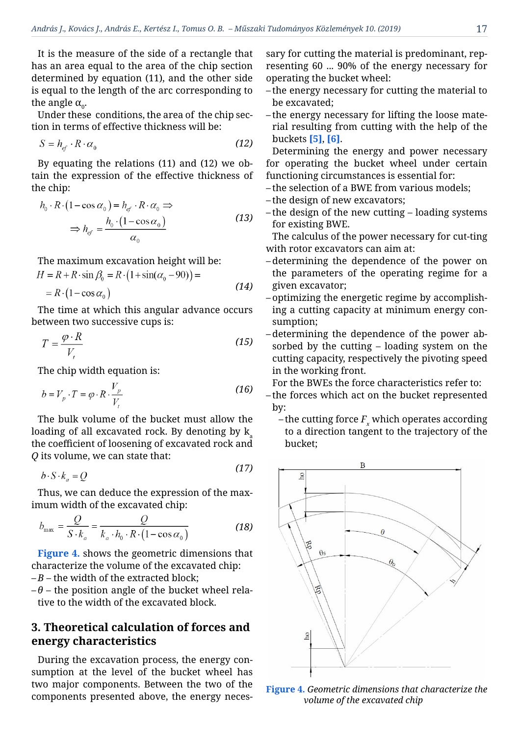It is the measure of the side of a rectangle that has an area equal to the area of the chip section determined by equation (11), and the other side is equal to the length of the arc corresponding to the angle $\alpha_0$.

Under these conditions, the area of the chip section in terms of effective thickness will be:

$$S = h_{ef} \cdot R \cdot \alpha_0 \tag{12}$$

By equating the relations (11) and (12) we obtain the expression of the effective thickness of the chip:

$$h_0 \cdot R \cdot (1 - \cos\alpha_0) = h_{ef} \cdot R \cdot \alpha_0 \Rightarrow$$
$$\Rightarrow h_{ef} = \frac{h_0 \cdot (1 - \cos\alpha_0)}{\alpha_0} \tag{13}$$

The maximum excavation height will be:

$$H = R + R \cdot \sin\beta_0 = R \cdot (1 + \sin(\alpha_0 - 90)) =$$
$$= R \cdot (1 - \cos\alpha_0) \tag{14}$$

The time at which this angular advance occurs between two successive cups is:

$$T = \frac{\varphi \cdot R}{V_t} \tag{15}$$

The chip width equation is:

$$b = V_p \cdot T = \varphi \cdot R \cdot \frac{V_p}{V_t} \tag{16}$$

The bulk volume of the bucket must allow the loading of all excavated rock. By denoting by $k_a$ the coefficient of loosening of excavated rock and $Q$ its volume, we can state that:

$$b \cdot S \cdot k_a = Q \tag{17}$$

Thus, we can deduce the expression of the maximum width of the excavated chip:

$$b_{\max} = \frac{Q}{S \cdot k_a} = \frac{Q}{k_a \cdot h_0 \cdot R \cdot (1 - \cos\alpha_0)} \tag{18}$$

Figure 4. shows the geometric dimensions that characterize the volume of the excavated chip:

- $B$ – the width of the extracted block;
- $\theta$ – the position angle of the bucket wheel relative to the width of the excavated block.

## 3. Theoretical calculation of forces and energy characteristics

During the excavation process, the energy consumption at the level of the bucket wheel has two major components. Between the two of the components presented above, the energy necessary for cutting the material is predominant, representing 60 ... 90% of the energy necessary for operating the bucket wheel:

- the energy necessary for cutting the material to be excavated;
- the energy necessary for lifting the loose material resulting from cutting with the help of the buckets [5], [6].

Determining the energy and power necessary for operating the bucket wheel under certain functioning circumstances is essential for:

- the selection of a BWE from various models;
- the design of new excavators;
- the design of the new cutting – loading systems for existing BWE.

The calculus of the power necessary for cut-ting with rotor excavators can aim at:

- determining the dependence of the power on the parameters of the operating regime for a given excavator;
- optimizing the energetic regime by accomplishing a cutting capacity at minimum energy consumption;
- determining the dependence of the power absorbed by the cutting – loading system on the cutting capacity, respectively the pivoting speed in the working front.

For the BWEs the force characteristics refer to:

- the forces which act on the bucket represented by:
  - the cutting force $F_x$ which operates according to a direction tangent to the trajectory of the bucket;

Figure 4. *Geometric dimensions that characterize the volume of the excavated chip*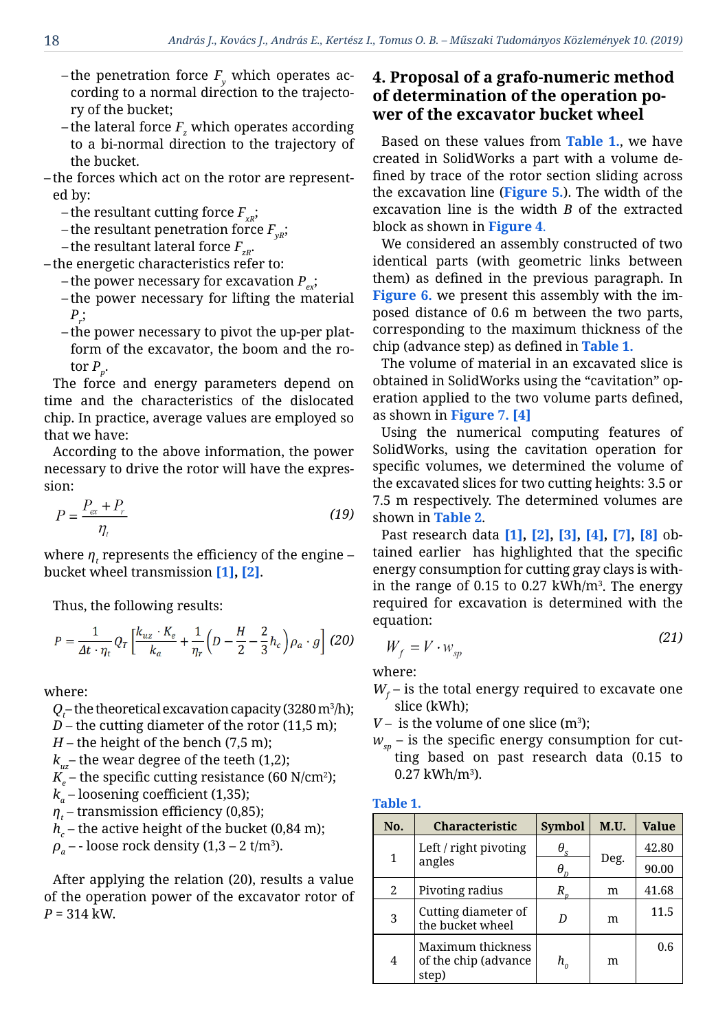– the penetration force $F_y$ which operates according to a normal direction to the trajectory of the bucket;
– the lateral force $F_z$ which operates according to a bi-normal direction to the trajectory of the bucket.

– the forces which act on the rotor are represented by:
  – the resultant cutting force $F_{xR}$;
  – the resultant penetration force $F_{yR}$;
  – the resultant lateral force $F_{zR}$.
– the energetic characteristics refer to:
  – the power necessary for excavation $P_{ex}$;
  – the power necessary for lifting the material $P_r$;
  – the power necessary to pivot the up-per platform of the excavator, the boom and the rotor $P_p$.

The force and energy parameters depend on time and the characteristics of the dislocated chip. In practice, average values are employed so that we have:

According to the above information, the power necessary to drive the rotor will have the expression:

$$P = \frac{P_{ex} + P_r}{\eta_t} \tag{19}$$

where $\eta_t$ represents the efficiency of the engine – bucket wheel transmission [1], [2].

Thus, the following results:

$$P = \frac{1}{\Delta t \cdot \eta_t} Q_T \left[ \frac{k_{uz} \cdot K_e}{k_a} + \frac{1}{\eta_r}\left( D - \frac{H}{2} - \frac{2}{3} h_c \right) \rho_a \cdot g \right] \tag{20}$$

where:

$Q_t$ – the theoretical excavation capacity (3280 m³/h);
$D$ – the cutting diameter of the rotor (11,5 m);
$H$ – the height of the bench (7,5 m);
$k_{uz}$ – the wear degree of the teeth (1,2);
$K_e$ – the specific cutting resistance (60 N/cm²);
$k_a$ – loosening coefficient (1,35);
$\eta_t$ – transmission efficiency (0,85);
$h_c$ – the active height of the bucket (0,84 m);
$\rho_a$ – - loose rock density (1,3 – 2 t/m³).

After applying the relation (20), results a value of the operation power of the excavator rotor of $P$ = 314 kW.

## 4. Proposal of a grafo-numeric method of determination of the operation power of the excavator bucket wheel

Based on these values from **Table 1.**, we have created in SolidWorks a part with a volume defined by trace of the rotor section sliding across the excavation line (**Figure 5.**). The width of the excavation line is the width $B$ of the extracted block as shown in **Figure 4**.

We considered an assembly constructed of two identical parts (with geometric links between them) as defined in the previous paragraph. In **Figure 6.** we present this assembly with the imposed distance of 0.6 m between the two parts, corresponding to the maximum thickness of the chip (advance step) as defined in **Table 1.**

The volume of material in an excavated slice is obtained in SolidWorks using the "cavitation" operation applied to the two volume parts defined, as shown in **Figure 7.** [4]

Using the numerical computing features of SolidWorks, using the cavitation operation for specific volumes, we determined the volume of the excavated slices for two cutting heights: 3.5 or 7.5 m respectively. The determined volumes are shown in **Table 2**.

Past research data [1], [2], [3], [4], [7], [8] obtained earlier has highlighted that the specific energy consumption for cutting gray clays is within the range of 0.15 to 0.27 kWh/m³. The energy required for excavation is determined with the equation:

$$W_f = V \cdot w_{sp} \tag{21}$$

where:

$W_f$ – is the total energy required to excavate one slice (kWh);
$V$ – is the volume of one slice (m³);
$w_{sp}$ – is the specific energy consumption for cutting based on past research data (0.15 to 0.27 kWh/m³).

**Table 1.**

| No. | Characteristic | Symbol | M.U. | Value |
|---|---|---|---|---|
| 1 | Left / right pivoting angles | $\theta_s$ | Deg. | 42.80 |
| | | $\theta_D$ | | 90.00 |
| 2 | Pivoting radius | $R_p$ | m | 41.68 |
| 3 | Cutting diameter of the bucket wheel | $D$ | m | 11.5 |
| 4 | Maximum thickness of the chip (advance step) | $h_0$ | m | 0.6 |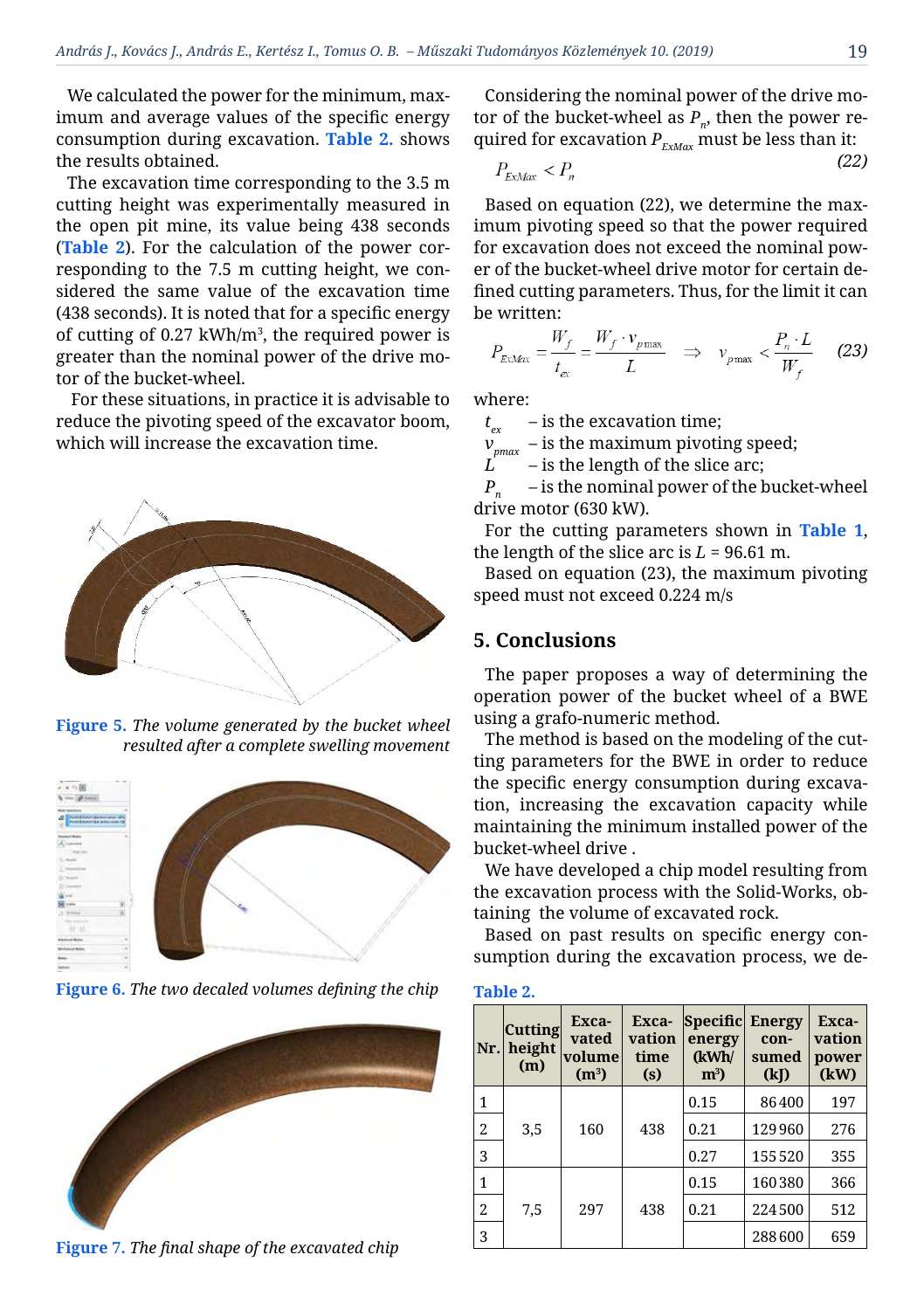We calculated the power for the minimum, maximum and average values of the specific energy consumption during excavation. **Table 2.** shows the results obtained.

The excavation time corresponding to the 3.5 m cutting height was experimentally measured in the open pit mine, its value being 438 seconds (**Table 2**). For the calculation of the power corresponding to the 7.5 m cutting height, we considered the same value of the excavation time (438 seconds). It is noted that for a specific energy of cutting of 0.27 kWh/m³, the required power is greater than the nominal power of the drive motor of the bucket-wheel.

For these situations, in practice it is advisable to reduce the pivoting speed of the excavator boom, which will increase the excavation time.

**Figure 5.** *The volume generated by the bucket wheel resulted after a complete swelling movement*

**Figure 6.** *The two decaled volumes defining the chip*

**Figure 7.** *The final shape of the excavated chip*

Considering the nominal power of the drive motor of the bucket-wheel as $P_n$, then the power required for excavation $P_{ExMax}$ must be less than it:

$$P_{ExMax} < P_n \tag{22}$$

Based on equation (22), we determine the maximum pivoting speed so that the power required for excavation does not exceed the nominal power of the bucket-wheel drive motor for certain defined cutting parameters. Thus, for the limit it can be written:

$$P_{ExMax} = \frac{W_f}{t_{ex}} = \frac{W_f \cdot v_{p\max}}{L} \Rightarrow v_{p\max} < \frac{P_n \cdot L}{W_f} \tag{23}$$

where:

$t_{ex}$ – is the excavation time;
$v_{pmax}$ – is the maximum pivoting speed;
$L$ – is the length of the slice arc;
$P_n$ – is the nominal power of the bucket-wheel drive motor (630 kW).

For the cutting parameters shown in **Table 1**, the length of the slice arc is $L$ = 96.61 m.

Based on equation (23), the maximum pivoting speed must not exceed 0.224 m/s

## 5. Conclusions

The paper proposes a way of determining the operation power of the bucket wheel of a BWE using a grafo-numeric method.

The method is based on the modeling of the cutting parameters for the BWE in order to reduce the specific energy consumption during excavation, increasing the excavation capacity while maintaining the minimum installed power of the bucket-wheel drive .

We have developed a chip model resulting from the excavation process with the Solid-Works, obtaining the volume of excavated rock.

Based on past results on specific energy consumption during the excavation process, we de-

**Table 2.**

| Nr. | Cutting height (m) | Excavated volume (m³) | Excavation time (s) | Specific energy (kWh/m³) | Energy consumed (kJ) | Excavation power (kW) |
|---|---|---|---|---|---|---|
| 1 | 3,5 | 160 | 438 | 0.15 | 86 400 | 197 |
| 2 | | | | 0.21 | 129 960 | 276 |
| 3 | | | | 0.27 | 155 520 | 355 |
| 1 | 7,5 | 297 | 438 | 0.15 | 160 380 | 366 |
| 2 | | | | 0.21 | 224 500 | 512 |
| 3 | | | | | 288 600 | 659 |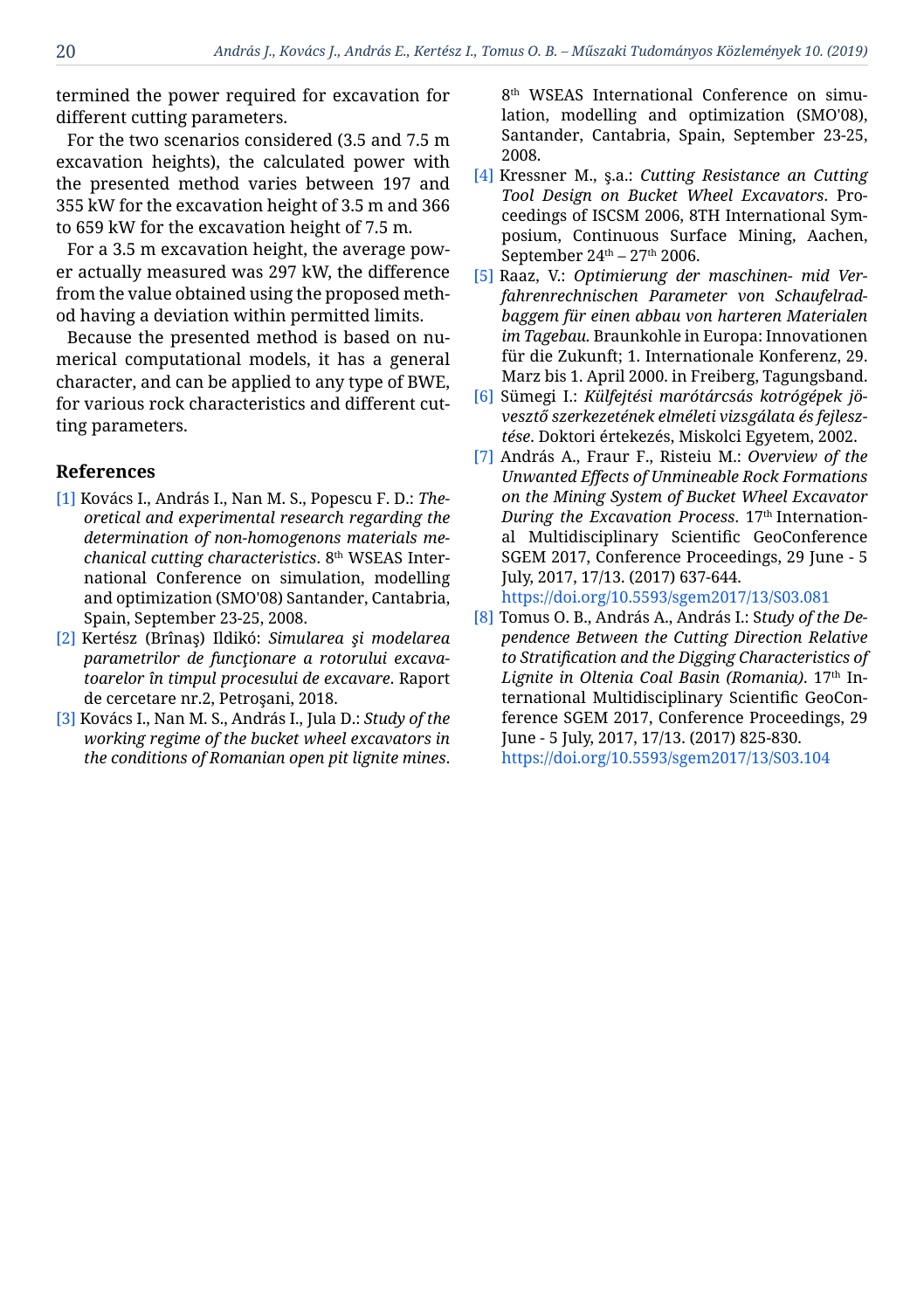termined the power required for excavation for different cutting parameters.

For the two scenarios considered (3.5 and 7.5 m excavation heights), the calculated power with the presented method varies between 197 and 355 kW for the excavation height of 3.5 m and 366 to 659 kW for the excavation height of 7.5 m.

For a 3.5 m excavation height, the average power actually measured was 297 kW, the difference from the value obtained using the proposed method having a deviation within permitted limits.

Because the presented method is based on numerical computational models, it has a general character, and can be applied to any type of BWE, for various rock characteristics and different cutting parameters.

## References

[1] Kovács I., András I., Nan M. S., Popescu F. D.: *Theoretical and experimental research regarding the determination of non-homogenons materials mechanical cutting characteristics*. 8th WSEAS International Conference on simulation, modelling and optimization (SMO'08) Santander, Cantabria, Spain, September 23-25, 2008.

[2] Kertész (Brînaş) Ildikó: *Simularea şi modelarea parametrilor de funcţionare a rotorului excavatoarelor în timpul procesului de excavare*. Raport de cercetare nr.2, Petroşani, 2018.

[3] Kovács I., Nan M. S., András I., Jula D.: *Study of the working regime of the bucket wheel excavators in the conditions of Romanian open pit lignite mines*. 8th WSEAS International Conference on simulation, modelling and optimization (SMO'08), Santander, Cantabria, Spain, September 23-25, 2008.

[4] Kressner M., ş.a.: *Cutting Resistance an Cutting Tool Design on Bucket Wheel Excavators*. Proceedings of ISCSM 2006, 8TH International Symposium, Continuous Surface Mining, Aachen, September 24th – 27th 2006.

[5] Raaz, V.: *Optimierung der maschinen- mid Verfahrenrechnischen Parameter von Schaufelradbaggem für einen abbau von harteren Materialen im Tagebau.* Braunkohle in Europa: Innovationen für die Zukunft; 1. Internationale Konferenz, 29. Marz bis 1. April 2000. in Freiberg, Tagungsband.

[6] Sümegi I.: *Külfejtési marótárcsás kotrógépek jövesztő szerkezetének elméleti vizsgálata és fejlesztése*. Doktori értekezés, Miskolci Egyetem, 2002.

[7] András A., Fraur F., Risteiu M.: *Overview of the Unwanted Effects of Unmineable Rock Formations on the Mining System of Bucket Wheel Excavator During the Excavation Process*. 17th International Multidisciplinary Scientific GeoConference SGEM 2017, Conference Proceedings, 29 June - 5 July, 2017, 17/13. (2017) 637-644. https://doi.org/10.5593/sgem2017/13/S03.081

[8] Tomus O. B., András A., András I.: S*tudy of the Dependence Between the Cutting Direction Relative to Stratification and the Digging Characteristics of Lignite in Oltenia Coal Basin (Romania)*. 17th International Multidisciplinary Scientific GeoConference SGEM 2017, Conference Proceedings, 29 June - 5 July, 2017, 17/13. (2017) 825-830. https://doi.org/10.5593/sgem2017/13/S03.104